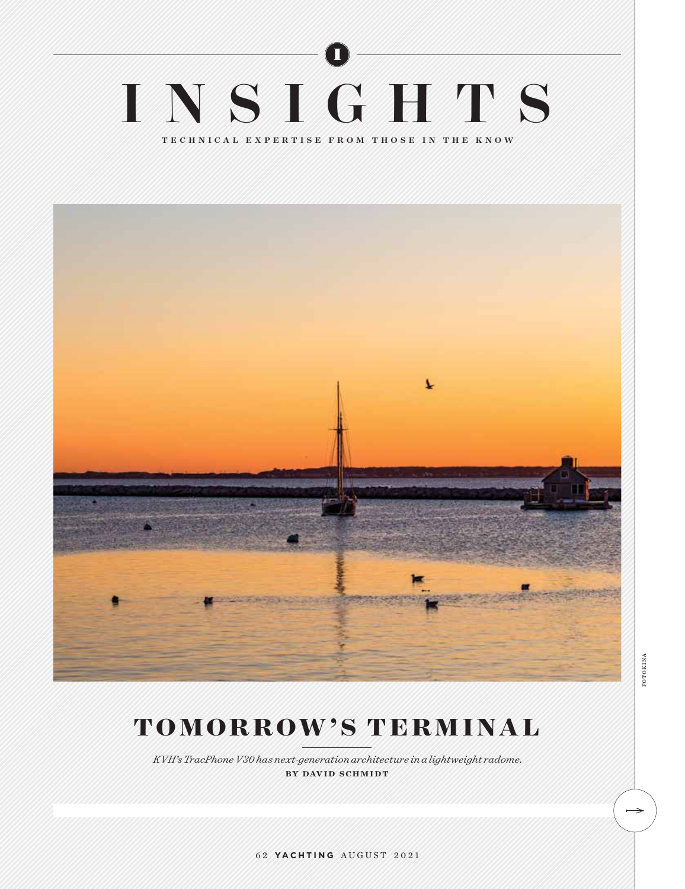# INSIGHTS

TECHNICAL EXPERTISE FROM THOSE IN THE KNOW

FOTOKINA

## TOMORROW'S TERMINAL

*KVH's TracPhone V30 has next-generation architecture in a lightweight radome.*

**BY DAVID SCHMIDT**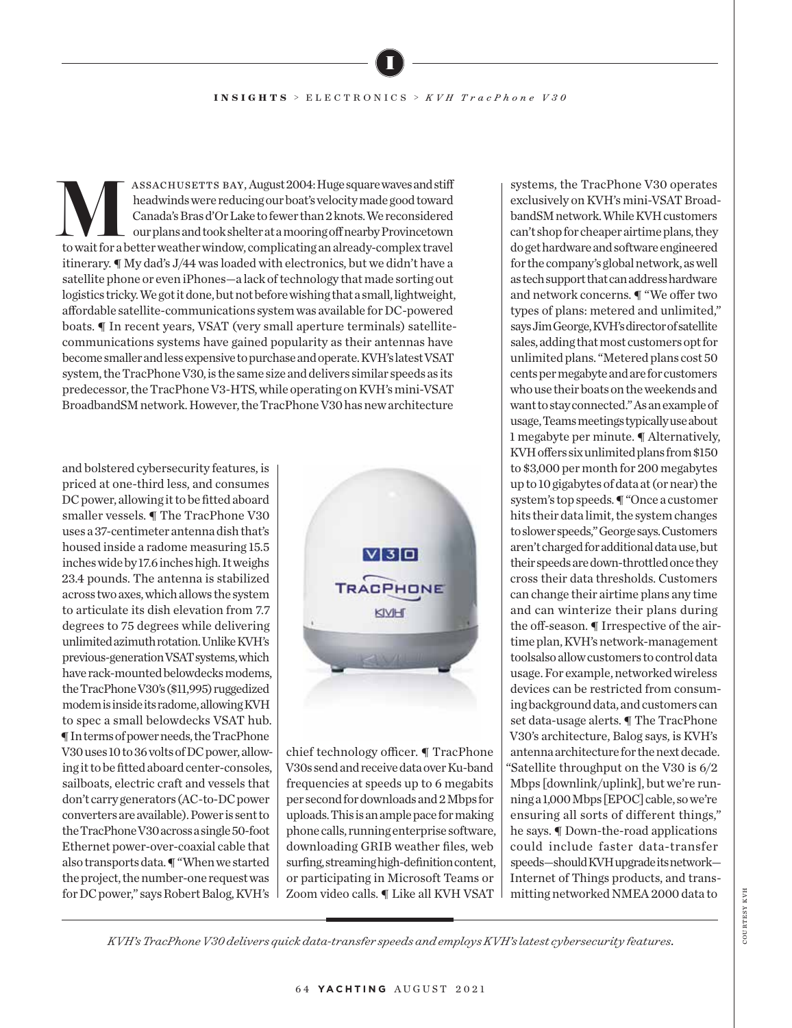**INSIGHTS** > ELECTRONICS > *KVH TracPhone V30*

MASSACHUSETTS BAY, August 2004: Huge square waves and stiff headwinds were reducing our boat's velocity made good toward Canada's Bras d'Or Lake to fewer than 2 knots. We reconsidered our plans and took shelter at a mooring off nearby Provincetown to wait for a better weather window, complicating an already-complex travel itinerary. ¶ My dad's J/44 was loaded with electronics, but we didn't have a satellite phone or even iPhones—a lack of technology that made sorting out logistics tricky. We got it done, but not before wishing that a small, lightweight, affordable satellite-communications system was available for DC-powered boats. ¶ In recent years, VSAT (very small aperture terminals) satellite-communications systems have gained popularity as their antennas have become smaller and less expensive to purchase and operate. KVH's latest VSAT system, the TracPhone V30, is the same size and delivers similar speeds as its predecessor, the TracPhone V3-HTS, while operating on KVH's mini-VSAT BroadbandSM network. However, the TracPhone V30 has new architecture and bolstered cybersecurity features, is priced at one-third less, and consumes DC power, allowing it to be fitted aboard smaller vessels. ¶ The TracPhone V30 uses a 37-centimeter antenna dish that's housed inside a radome measuring 15.5 inches wide by 17.6 inches high. It weighs 23.4 pounds. The antenna is stabilized across two axes, which allows the system to articulate its dish elevation from 7.7 degrees to 75 degrees while delivering unlimited azimuth rotation. Unlike KVH's previous-generation VSAT systems, which have rack-mounted belowdecks modems, the TracPhone V30's ($11,995) ruggedized modem is inside its radome, allowing KVH to spec a small belowdecks VSAT hub. ¶ In terms of power needs, the TracPhone V30 uses 10 to 36 volts of DC power, allowing it to be fitted aboard center-consoles, sailboats, electric craft and vessels that don't carry generators (AC-to-DC power converters are available). Power is sent to the TracPhone V30 across a single 50-foot Ethernet power-over-coaxial cable that also transports data. ¶ "When we started the project, the number-one request was for DC power," says Robert Balog, KVH's chief technology officer. ¶ TracPhone V30s send and receive data over Ku-band frequencies at speeds up to 6 megabits per second for downloads and 2 Mbps for uploads. This is an ample pace for making phone calls, running enterprise software, downloading GRIB weather files, web surfing, streaming high-definition content, or participating in Microsoft Teams or Zoom video calls. ¶ Like all KVH VSAT systems, the TracPhone V30 operates exclusively on KVH's mini-VSAT BroadbandSM network. While KVH customers can't shop for cheaper airtime plans, they do get hardware and software engineered for the company's global network, as well as tech support that can address hardware and network concerns. ¶ "We offer two types of plans: metered and unlimited," says Jim George, KVH's director of satellite sales, adding that most customers opt for unlimited plans. "Metered plans cost 50 cents per megabyte and are for customers who use their boats on the weekends and want to stay connected." As an example of usage, Teams meetings typically use about 1 megabyte per minute. ¶ Alternatively, KVH offers six unlimited plans from $150 to $3,000 per month for 200 megabytes up to 10 gigabytes of data at (or near) the system's top speeds. ¶ "Once a customer hits their data limit, the system changes to slower speeds," George says. Customers aren't charged for additional data use, but their speeds are down-throttled once they cross their data thresholds. Customers can change their airtime plans any time and can winterize their plans during the off-season. ¶ Irrespective of the airtime plan, KVH's network-management tools also allow customers to control data usage. For example, networked wireless devices can be restricted from consuming background data, and customers can set data-usage alerts. ¶ The TracPhone V30's architecture, Balog says, is KVH's antenna architecture for the next decade. "Satellite throughput on the V30 is 6/2 Mbps [downlink/uplink], but we're running a 1,000 Mbps [EPOC] cable, so we're ensuring all sorts of different things," he says. ¶ Down-the-road applications could include faster data-transfer speeds—should KVH upgrade its network—Internet of Things products, and transmitting networked NMEA 2000 data to

*KVH's TracPhone V30 delivers quick data-transfer speeds and employs KVH's latest cybersecurity features.*

COURTESY KVH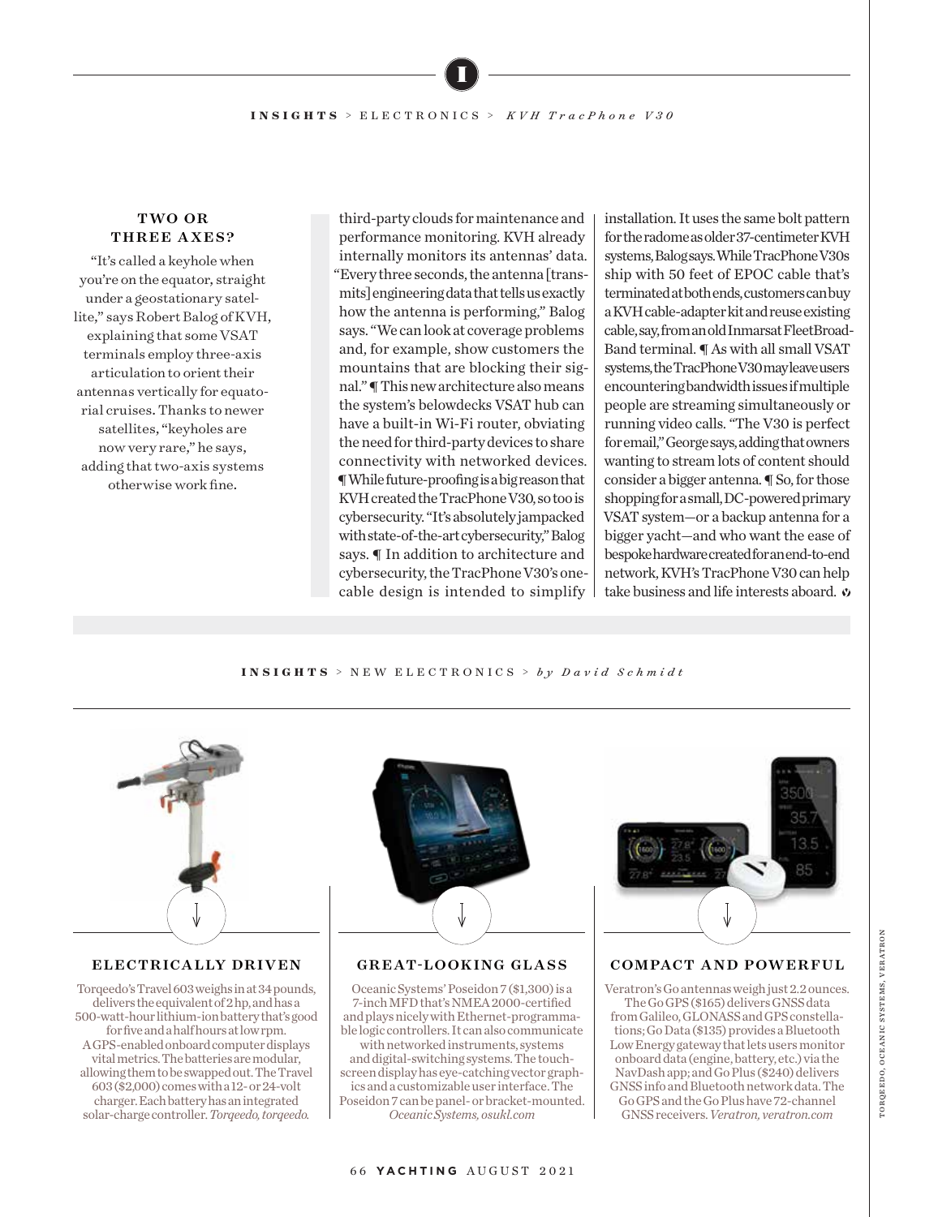INSIGHTS > ELECTRONICS > *KVH TracPhone V30*

### TWO OR THREE AXES?

"It's called a keyhole when you're on the equator, straight under a geostationary satellite," says Robert Balog of KVH, explaining that some VSAT terminals employ three-axis articulation to orient their antennas vertically for equatorial cruises. Thanks to newer satellites, "keyholes are now very rare," he says, adding that two-axis systems otherwise work fine.

third-party clouds for maintenance and performance monitoring. KVH already internally monitors its antennas' data. "Every three seconds, the antenna [transmits] engineering data that tells us exactly how the antenna is performing," Balog says. "We can look at coverage problems and, for example, show customers the mountains that are blocking their signal." ¶ This new architecture also means the system's belowdecks VSAT hub can have a built-in Wi-Fi router, obviating the need for third-party devices to share connectivity with networked devices. ¶ While future-proofing is a big reason that KVH created the TracPhone V30, so too is cybersecurity. "It's absolutely jampacked with state-of-the-art cybersecurity," Balog says. ¶ In addition to architecture and cybersecurity, the TracPhone V30's one-cable design is intended to simplify installation. It uses the same bolt pattern for the radome as older 37-centimeter KVH systems, Balog says. While TracPhone V30s ship with 50 feet of EPOC cable that's terminated at both ends, customers can buy a KVH cable-adapter kit and reuse existing cable, say, from an old Inmarsat FleetBroadBand terminal. ¶ As with all small VSAT systems, the TracPhone V30 may leave users encountering bandwidth issues if multiple people are streaming simultaneously or running video calls. "The V30 is perfect for email," George says, adding that owners wanting to stream lots of content should consider a bigger antenna. ¶ So, for those shopping for a small, DC-powered primary VSAT system—or a backup antenna for a bigger yacht—and who want the ease of bespoke hardware created for an end-to-end network, KVH's TracPhone V30 can help take business and life interests aboard.

INSIGHTS > NEW ELECTRONICS > *by David Schmidt*

### ELECTRICALLY DRIVEN

Torqeedo's Travel 603 weighs in at 34 pounds, delivers the equivalent of 2 hp, and has a 500-watt-hour lithium-ion battery that's good for five and a half hours at low rpm. A GPS-enabled onboard computer displays vital metrics. The batteries are modular, allowing them to be swapped out. The Travel 603 ($2,000) comes with a 12- or 24-volt charger. Each battery has an integrated solar-charge controller. *Torqeedo, torqeedo.*

### GREAT-LOOKING GLASS

Oceanic Systems' Poseidon 7 ($1,300) is a 7-inch MFD that's NMEA 2000-certified and plays nicely with Ethernet-programmable logic controllers. It can also communicate with networked instruments, systems and digital-switching systems. The touchscreen display has eye-catching vector graphics and a customizable user interface. The Poseidon 7 can be panel- or bracket-mounted. *Oceanic Systems, osukl.com*

### COMPACT AND POWERFUL

Veratron's Go antennas weigh just 2.2 ounces. The Go GPS ($165) delivers GNSS data from Galileo, GLONASS and GPS constellations; Go Data ($135) provides a Bluetooth Low Energy gateway that lets users monitor onboard data (engine, battery, etc.) via the NavDash app; and Go Plus ($240) delivers GNSS info and Bluetooth network data. The Go GPS and the Go Plus have 72-channel GNSS receivers. *Veratron, veratron.com*

TORQEEDO, OCEANIC SYSTEMS, VERATRON